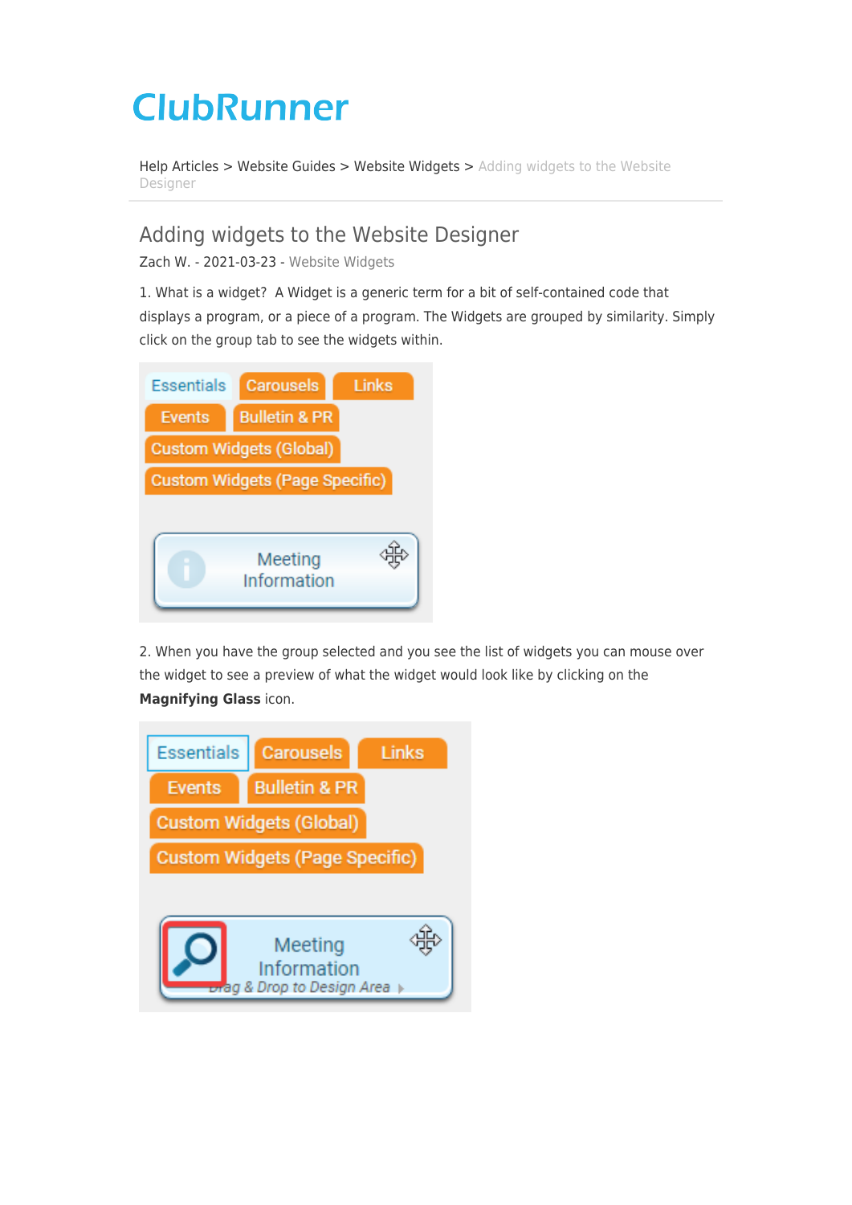# ClubRunner

Help Articles > Website Guides > Website Widgets > Adding widgets to the Website Designer

## Adding widgets to the Website Designer

Zach W. - 2021-03-23 - Website Widgets

1. What is a widget?  A Widget is a generic term for a bit of self-contained code that displays a program, or a piece of a program. The Widgets are grouped by similarity. Simply click on the group tab to see the widgets within.

2. When you have the group selected and you see the list of widgets you can mouse over the widget to see a preview of what the widget would look like by clicking on the **Magnifying Glass** icon.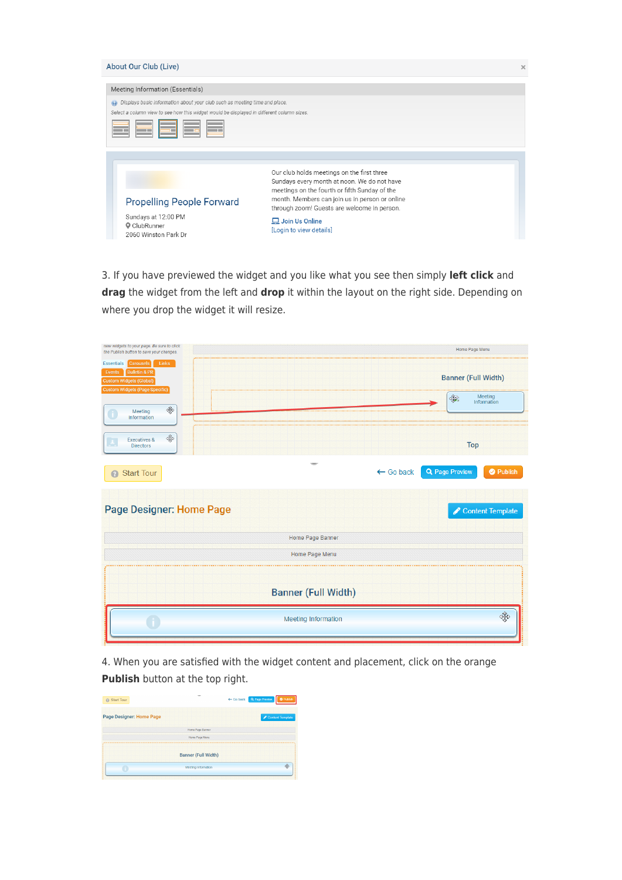About Our Club (Live)

Meeting Information (Essentials)

Displays basic information about your club such as meeting time and place.

Select a column view to see how this widget would be displayed in different column sizes.

Propelling People Forward

Sundays at 12:00 PM
ClubRunner
2060 Winston Park Dr

Our club holds meetings on the first three Sundays every month at noon. We do not have meetings on the fourth or fifth Sunday of the month. Members can join us in person or online through zoom! Guests are welcome in person.

Join Us Online
[Login to view details]

3. If you have previewed the widget and you like what you see then simply **left click** and **drag** the widget from the left and **drop** it within the layout on the right side. Depending on where you drop the widget it will resize.

4. When you are satisfied with the widget content and placement, click on the orange **Publish** button at the top right.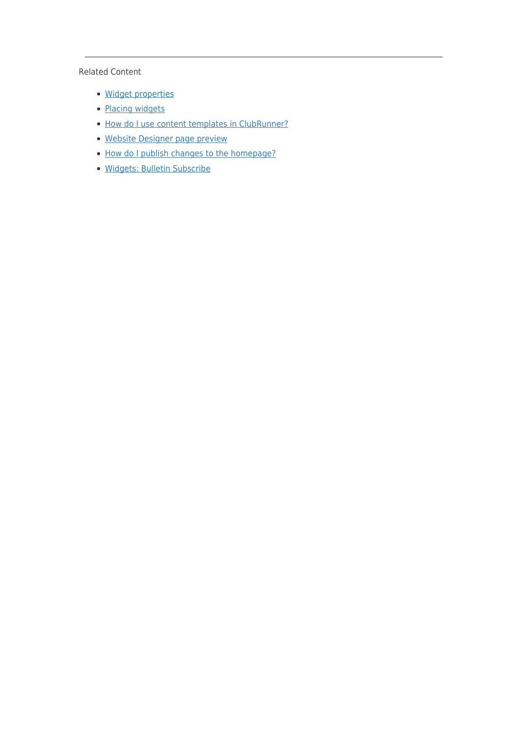---

Related Content

- Widget properties
- Placing widgets
- How do I use content templates in ClubRunner?
- Website Designer page preview
- How do I publish changes to the homepage?
- Widgets: Bulletin Subscribe